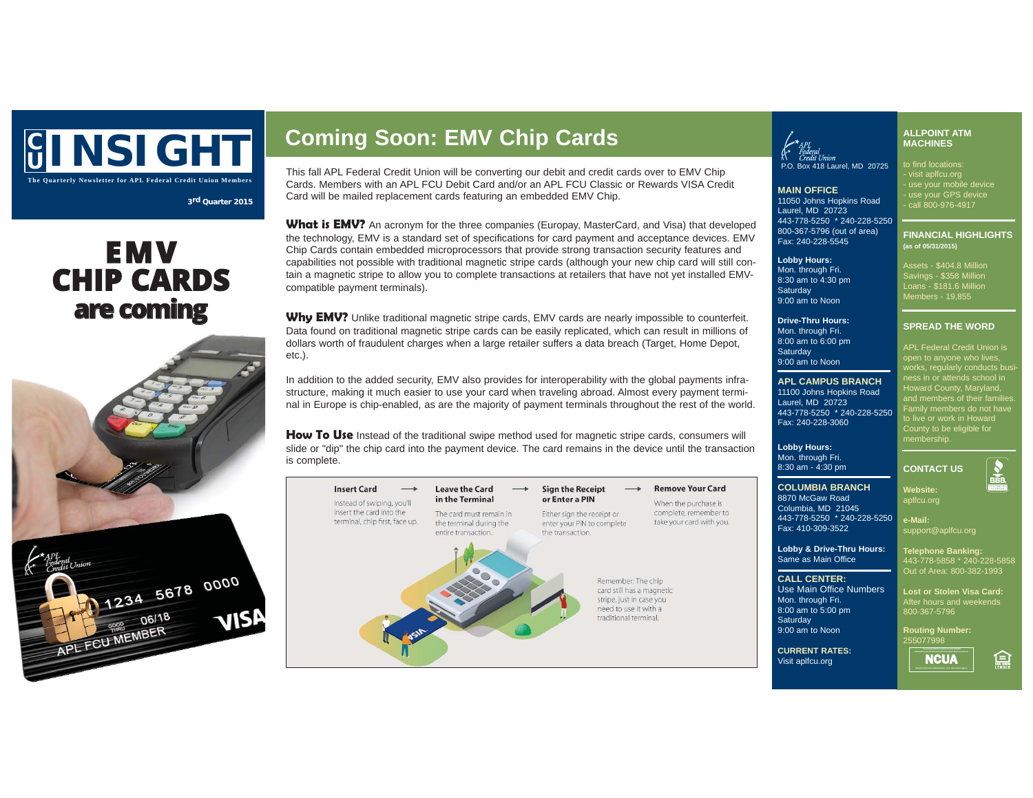# CU INSIGHT

The Quarterly Newsletter for APL Federal Credit Union Members

3rd Quarter 2015

# EMV CHIP CARDS are coming

## Coming Soon: EMV Chip Cards

This fall APL Federal Credit Union will be converting our debit and credit cards over to EMV Chip Cards. Members with an APL FCU Debit Card and/or an APL FCU Classic or Rewards VISA Credit Card will be mailed replacement cards featuring an embedded EMV Chip.

**What is EMV?** An acronym for the three companies (Europay, MasterCard, and Visa) that developed the technology, EMV is a standard set of specifications for card payment and acceptance devices. EMV Chip Cards contain embedded microprocessors that provide strong transaction security features and capabilities not possible with traditional magnetic stripe cards (although your new chip card will still contain a magnetic stripe to allow you to complete transactions at retailers that have not yet installed EMV-compatible payment terminals).

**Why EMV?** Unlike traditional magnetic stripe cards, EMV cards are nearly impossible to counterfeit. Data found on traditional magnetic stripe cards can be easily replicated, which can result in millions of dollars worth of fraudulent charges when a large retailer suffers a data breach (Target, Home Depot, etc.).

In addition to the added security, EMV also provides for interoperability with the global payments infrastructure, making it much easier to use your card when traveling abroad. Almost every payment terminal in Europe is chip-enabled, as are the majority of payment terminals throughout the rest of the world.

**How To Use** Instead of the traditional swipe method used for magnetic stripe cards, consumers will slide or "dip" the chip card into the payment device. The card remains in the device until the transaction is complete.

**Insert Card** → Instead of swiping, you'll insert the card into the terminal, chip first, face up.

**Leave the Card in the Terminal** → The card must remain in the terminal during the entire transaction.

**Sign the Receipt or Enter a PIN** → Either sign the receipt or enter your PIN to complete the transaction.

**Remove Your Card** When the purchase is complete, remember to take your card with you.

Remember: The chip card still has a magnetic stripe, just in case you need to use it with a traditional terminal.

APL Federal Credit Union
P.O. Box 418 Laurel, MD 20725

**MAIN OFFICE**
11050 Johns Hopkins Road
Laurel, MD 20723
443-778-5250 * 240-228-5250
800-367-5796 (out of area)
Fax: 240-228-5545

**Lobby Hours:**
Mon. through Fri.
8:30 am to 4:30 pm
Saturday
9:00 am to Noon

**Drive-Thru Hours:**
Mon. through Fri.
8:00 am to 6:00 pm
Saturday
9:00 am to Noon

**APL CAMPUS BRANCH**
11100 Johns Hopkins Road
Laurel, MD 20723
443-778-5250 * 240-228-5250
Fax: 240-228-3060

**Lobby Hours:**
Mon. through Fri.
8:30 am - 4:30 pm

**COLUMBIA BRANCH**
8870 McGaw Road
Columbia, MD 21045
443-778-5250 * 240-228-5250
Fax: 410-309-3522

**Lobby & Drive-Thru Hours:**
Same as Main Office

**CALL CENTER:**
Use Main Office Numbers
Mon. through Fri.
8:00 am to 5:00 pm
Saturday
9:00 am to Noon

**CURRENT RATES:**
Visit aplfcu.org

**ALLPOINT ATM MACHINES**

to find locations:
- visit aplfcu.org
- use your mobile device
- use your GPS device
- call 800-976-4917

**FINANCIAL HIGHLIGHTS**
(as of 05/31/2015)

Assets - $404.8 Million
Savings - $358 Million
Loans - $181.6 Million
Members - 19,855

**SPREAD THE WORD**

APL Federal Credit Union is open to anyone who lives, works, regularly conducts business in or attends school in Howard County, Maryland, and members of their families. Family members do not have to live or work in Howard County to be eligible for membership.

**CONTACT US**

**Website:**
aplfcu.org

**e-Mail:**
support@aplfcu.org

**Telephone Banking:**
443-778-5858 * 240-228-5858
Out of Area: 800-382-1993

**Lost or Stolen Visa Card:**
After hours and weekends
800-367-5796

**Routing Number:**
255077998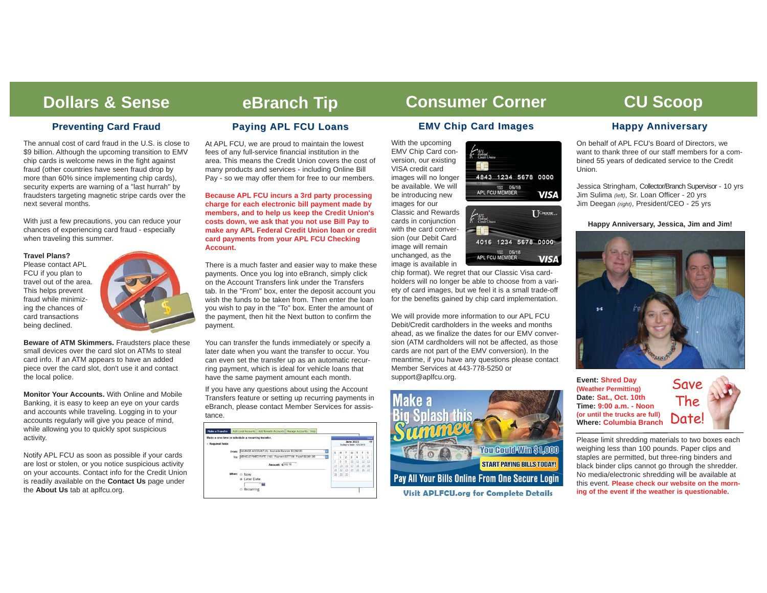# Dollars & Sense

## Preventing Card Fraud

The annual cost of card fraud in the U.S. is close to $9 billion. Although the upcoming transition to EMV chip cards is welcome news in the fight against fraud (other countries have seen fraud drop by more than 60% since implementing chip cards), security experts are warning of a "last hurrah" by fraudsters targeting magnetic stripe cards over the next several months.

With just a few precautions, you can reduce your chances of experiencing card fraud - especially when traveling this summer.

**Travel Plans?**
Please contact APL FCU if you plan to travel out of the area. This helps prevent fraud while minimizing the chances of card transactions being declined.

**Beware of ATM Skimmers.** Fraudsters place these small devices over the card slot on ATMs to steal card info. If an ATM appears to have an added piece over the card slot, don't use it and contact the local police.

**Monitor Your Accounts.** With Online and Mobile Banking, it is easy to keep an eye on your cards and accounts while traveling. Logging in to your accounts regularly will give you peace of mind, while allowing you to quickly spot suspicious activity.

Notify APL FCU as soon as possible if your cards are lost or stolen, or you notice suspicious activity on your accounts. Contact info for the Credit Union is readily available on the **Contact Us** page under the **About Us** tab at aplfcu.org.

# eBranch Tip

## Paying APL FCU Loans

At APL FCU, we are proud to maintain the lowest fees of any full-service financial institution in the area. This means the Credit Union covers the cost of many products and services - including Online Bill Pay - so we may offer them for free to our members.

**Because APL FCU incurs a 3rd party processing charge for each electronic bill payment made by members, and to help us keep the Credit Union's costs down, we ask that you not use Bill Pay to make any APL Federal Credit Union loan or credit card payments from your APL FCU Checking Account.**

There is a much faster and easier way to make these payments. Once you log into eBranch, simply click on the Account Transfers link under the Transfers tab. In the "From" box, enter the deposit account you wish the funds to be taken from. Then enter the loan you wish to pay in the "To" box. Enter the amount of the payment, then hit the Next button to confirm the payment.

You can transfer the funds immediately or specify a later date when you want the transfer to occur. You can even set the transfer up as an automatic recurring payment, which is ideal for vehicle loans that have the same payment amount each month.

If you have any questions about using the Account Transfers feature or setting up recurring payments in eBranch, please contact Member Services for assistance.

# Consumer Corner

## EMV Chip Card Images

With the upcoming EMV Chip Card conversion, our existing VISA credit card images will no longer be available. We will be introducing new images for our Classic and Rewards cards in conjunction with the card conversion (our Debit Card image will remain unchanged, as the image is available in chip format). We regret that our Classic Visa cardholders will no longer be able to choose from a variety of card images, but we feel it is a small trade-off for the benefits gained by chip card implementation.

We will provide more information to our APL FCU Debit/Credit cardholders in the weeks and months ahead, as we finalize the dates for our EMV conversion (ATM cardholders will not be affected, as those cards are not part of the EMV conversion). In the meantime, if you have any questions please contact Member Services at 443-778-5250 or support@aplfcu.org.

Make a Big Splash this Summer

You Could Win $1,000

START PAYING BILLS TODAY!

Pay All Your Bills Online From One Secure Login

Visit APLFCU.org for Complete Details

# CU Scoop

## Happy Anniversary

On behalf of APL FCU's Board of Directors, we want to thank three of our staff members for a combined 55 years of dedicated service to the Credit Union.

Jessica Stringham, Collector/Branch Supervisor - 10 yrs
Jim Sulima *(left)*, Sr. Loan Officer - 20 yrs
Jim Deegan *(right)*, President/CEO - 25 yrs

**Happy Anniversary, Jessica, Jim and Jim!**

**Event:** Shred Day
**(Weather Permitting)**
**Date:** Sat., Oct. 10th
**Time:** 9:00 a.m. - Noon
**(or until the trucks are full)**
**Where:** Columbia Branch

Save The Date!

Please limit shredding materials to two boxes each weighing less than 100 pounds. Paper clips and staples are permitted, but three-ring binders and black binder clips cannot go through the shredder. No media/electronic shredding will be available at this event. **Please check our website on the morning of the event if the weather is questionable.**